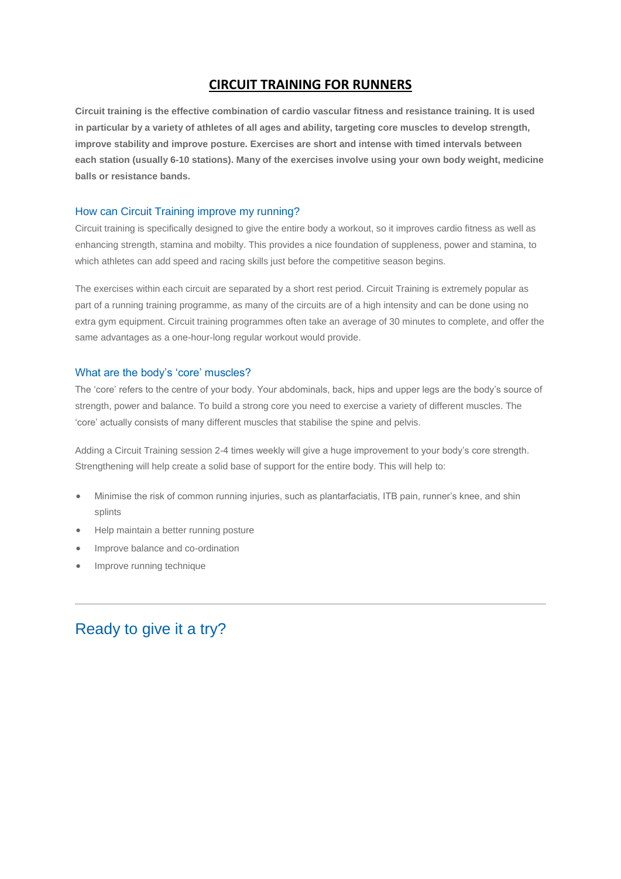# CIRCUIT TRAINING FOR RUNNERS

**Circuit training is the effective combination of cardio vascular fitness and resistance training. It is used in particular by a variety of athletes of all ages and ability, targeting core muscles to develop strength, improve stability and improve posture. Exercises are short and intense with timed intervals between each station (usually 6-10 stations). Many of the exercises involve using your own body weight, medicine balls or resistance bands.**

### How can Circuit Training improve my running?

Circuit training is specifically designed to give the entire body a workout, so it improves cardio fitness as well as enhancing strength, stamina and mobilty. This provides a nice foundation of suppleness, power and stamina, to which athletes can add speed and racing skills just before the competitive season begins.

The exercises within each circuit are separated by a short rest period. Circuit Training is extremely popular as part of a running training programme, as many of the circuits are of a high intensity and can be done using no extra gym equipment. Circuit training programmes often take an average of 30 minutes to complete, and offer the same advantages as a one-hour-long regular workout would provide.

### What are the body's 'core' muscles?

The 'core' refers to the centre of your body. Your abdominals, back, hips and upper legs are the body's source of strength, power and balance. To build a strong core you need to exercise a variety of different muscles. The 'core' actually consists of many different muscles that stabilise the spine and pelvis.

Adding a Circuit Training session 2-4 times weekly will give a huge improvement to your body's core strength. Strengthening will help create a solid base of support for the entire body. This will help to:

- Minimise the risk of common running injuries, such as plantarfaciatis, ITB pain, runner's knee, and shin splints
- Help maintain a better running posture
- Improve balance and co-ordination
- Improve running technique

---

## Ready to give it a try?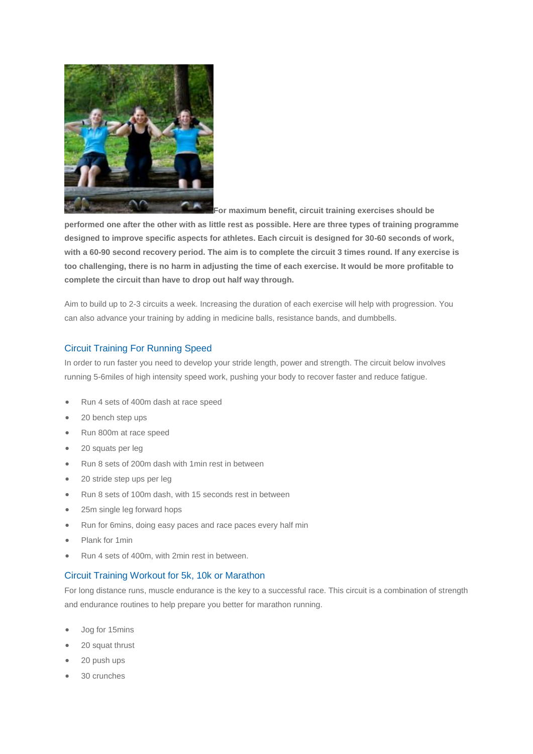**For maximum benefit, circuit training exercises should be performed one after the other with as little rest as possible. Here are three types of training programme designed to improve specific aspects for athletes. Each circuit is designed for 30-60 seconds of work, with a 60-90 second recovery period. The aim is to complete the circuit 3 times round. If any exercise is too challenging, there is no harm in adjusting the time of each exercise. It would be more profitable to complete the circuit than have to drop out half way through.**

Aim to build up to 2-3 circuits a week. Increasing the duration of each exercise will help with progression. You can also advance your training by adding in medicine balls, resistance bands, and dumbbells.

## Circuit Training For Running Speed

In order to run faster you need to develop your stride length, power and strength. The circuit below involves running 5-6miles of high intensity speed work, pushing your body to recover faster and reduce fatigue.

- Run 4 sets of 400m dash at race speed
- 20 bench step ups
- Run 800m at race speed
- 20 squats per leg
- Run 8 sets of 200m dash with 1min rest in between
- 20 stride step ups per leg
- Run 8 sets of 100m dash, with 15 seconds rest in between
- 25m single leg forward hops
- Run for 6mins, doing easy paces and race paces every half min
- Plank for 1min
- Run 4 sets of 400m, with 2min rest in between.

## Circuit Training Workout for 5k, 10k or Marathon

For long distance runs, muscle endurance is the key to a successful race. This circuit is a combination of strength and endurance routines to help prepare you better for marathon running.

- Jog for 15mins
- 20 squat thrust
- 20 push ups
- 30 crunches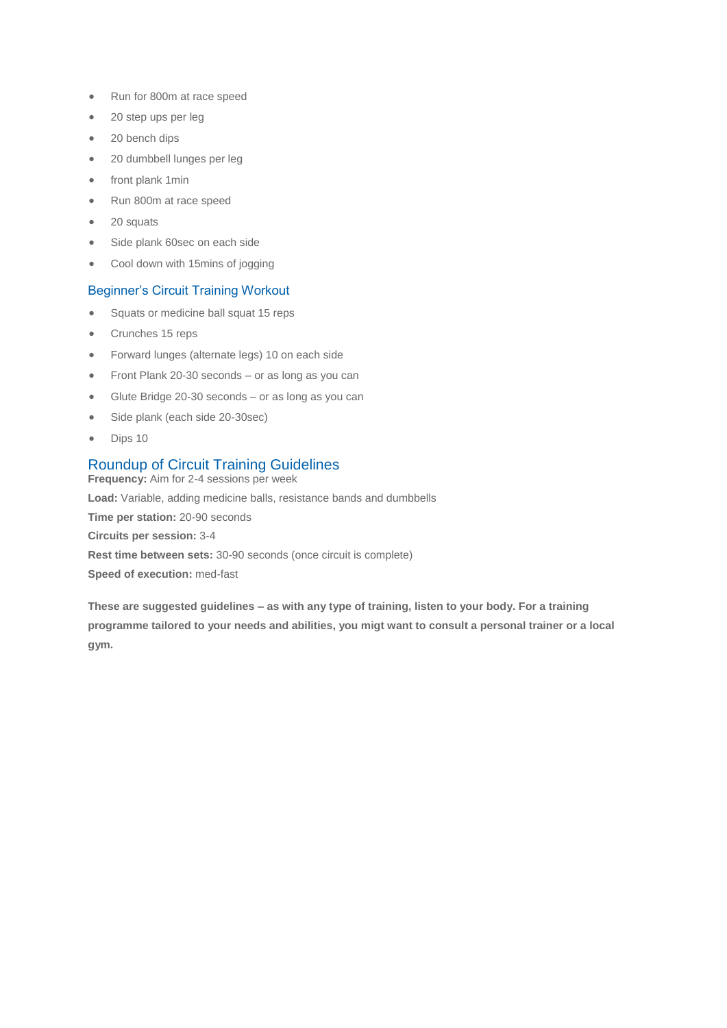- Run for 800m at race speed
- 20 step ups per leg
- 20 bench dips
- 20 dumbbell lunges per leg
- front plank 1min
- Run 800m at race speed
- 20 squats
- Side plank 60sec on each side
- Cool down with 15mins of jogging

## Beginner's Circuit Training Workout

- Squats or medicine ball squat 15 reps
- Crunches 15 reps
- Forward lunges (alternate legs) 10 on each side
- Front Plank 20-30 seconds – or as long as you can
- Glute Bridge 20-30 seconds – or as long as you can
- Side plank (each side 20-30sec)
- Dips 10

## Roundup of Circuit Training Guidelines

**Frequency:** Aim for 2-4 sessions per week

**Load:** Variable, adding medicine balls, resistance bands and dumbbells

**Time per station:** 20-90 seconds

**Circuits per session:** 3-4

**Rest time between sets:** 30-90 seconds (once circuit is complete)

**Speed of execution:** med-fast

**These are suggested guidelines – as with any type of training, listen to your body. For a training programme tailored to your needs and abilities, you migt want to consult a personal trainer or a local gym.**